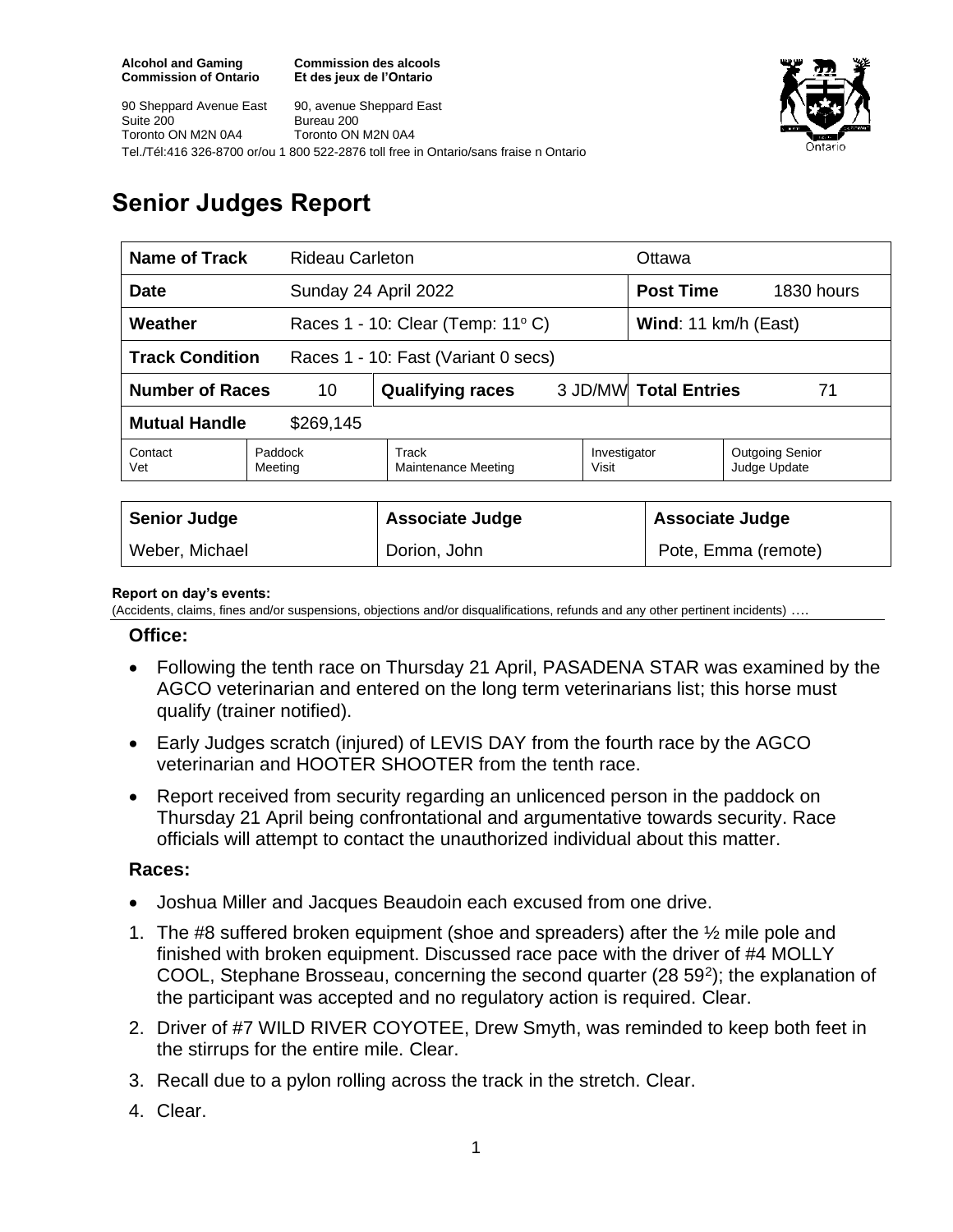**Alcohol and Gaming Commission of Ontario**
**Commission des alcools Et des jeux de l'Ontario**

90 Sheppard Avenue East
Suite 200
Toronto ON M2N 0A4

90, avenue Sheppard East
Bureau 200
Toronto ON M2N 0A4

Tel./Tél:416 326-8700 or/ou 1 800 522-2876 toll free in Ontario/sans fraise n Ontario

# Senior Judges Report

| **Name of Track** | Rideau Carleton | | | Ottawa | |
|---|---|---|---|---|---|
| **Date** | Sunday 24 April 2022 | | | **Post Time** | 1830 hours |
| **Weather** | Races 1 - 10: Clear (Temp: 11° C) | | | **Wind**: 11 km/h (East) | |
| **Track Condition** | Races 1 - 10: Fast (Variant 0 secs) | | | | |
| **Number of Races** | 10 | **Qualifying races** | 3 JD/MW | **Total Entries** | 71 |
| **Mutual Handle** | $269,145 | | | | |
| Contact Vet | Paddock Meeting | Track Maintenance Meeting | Investigator Visit | Outgoing Senior Judge Update | |

| **Senior Judge** | **Associate Judge** | **Associate Judge** |
|---|---|---|
| Weber, Michael | Dorion, John | Pote, Emma (remote) |

**Report on day's events:**
(Accidents, claims, fines and/or suspensions, objections and/or disqualifications, refunds and any other pertinent incidents) ….

### Office:

- Following the tenth race on Thursday 21 April, PASADENA STAR was examined by the AGCO veterinarian and entered on the long term veterinarians list; this horse must qualify (trainer notified).
- Early Judges scratch (injured) of LEVIS DAY from the fourth race by the AGCO veterinarian and HOOTER SHOOTER from the tenth race.
- Report received from security regarding an unlicenced person in the paddock on Thursday 21 April being confrontational and argumentative towards security. Race officials will attempt to contact the unauthorized individual about this matter.

### Races:

- Joshua Miller and Jacques Beaudoin each excused from one drive.

1. The #8 suffered broken equipment (shoe and spreaders) after the ½ mile pole and finished with broken equipment. Discussed race pace with the driver of #4 MOLLY COOL, Stephane Brosseau, concerning the second quarter (28 59[2]); the explanation of the participant was accepted and no regulatory action is required. Clear.
2. Driver of #7 WILD RIVER COYOTEE, Drew Smyth, was reminded to keep both feet in the stirrups for the entire mile. Clear.
3. Recall due to a pylon rolling across the track in the stretch. Clear.
4. Clear.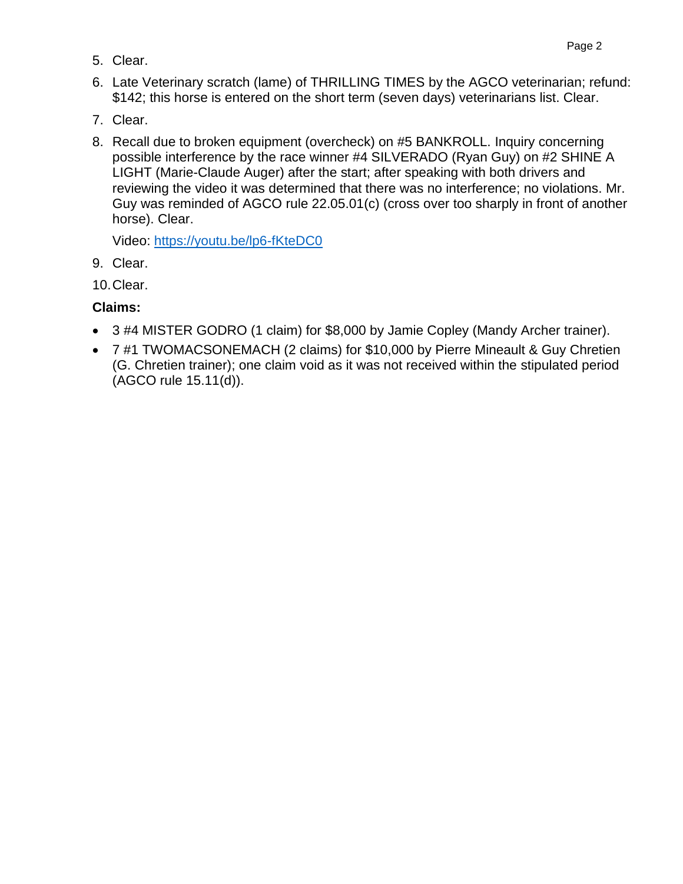5. Clear.
6. Late Veterinary scratch (lame) of THRILLING TIMES by the AGCO veterinarian; refund: $142; this horse is entered on the short term (seven days) veterinarians list. Clear.
7. Clear.
8. Recall due to broken equipment (overcheck) on #5 BANKROLL. Inquiry concerning possible interference by the race winner #4 SILVERADO (Ryan Guy) on #2 SHINE A LIGHT (Marie-Claude Auger) after the start; after speaking with both drivers and reviewing the video it was determined that there was no interference; no violations. Mr. Guy was reminded of AGCO rule 22.05.01(c) (cross over too sharply in front of another horse). Clear.

   Video: [https://youtu.be/lp6-fKteDC0](https://youtu.be/lp6-fKteDC0)
9. Clear.
10. Clear.

**Claims:**

- 3 #4 MISTER GODRO (1 claim) for $8,000 by Jamie Copley (Mandy Archer trainer).
- 7 #1 TWOMACSONEMACH (2 claims) for $10,000 by Pierre Mineault & Guy Chretien (G. Chretien trainer); one claim void as it was not received within the stipulated period (AGCO rule 15.11(d)).